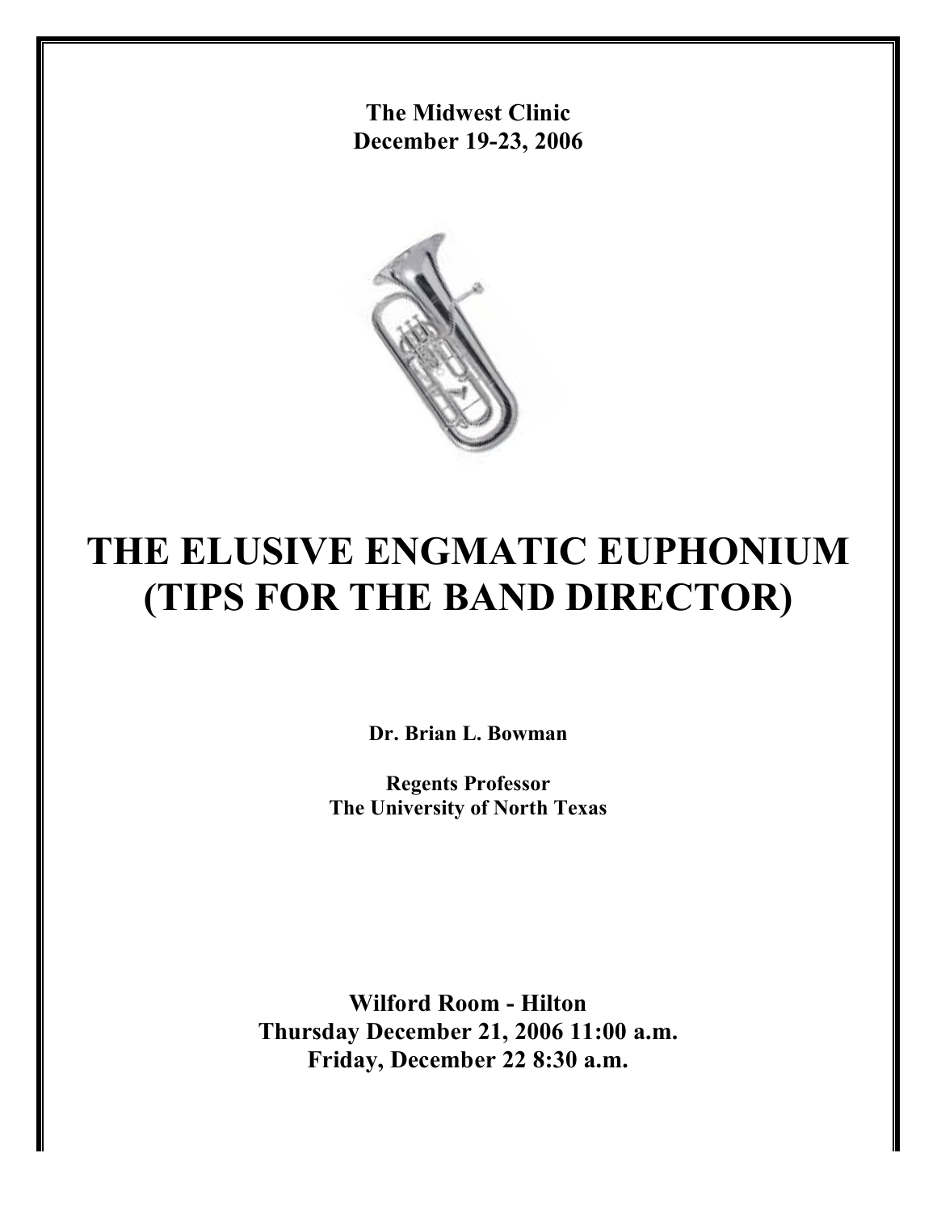**The Midwest Clinic**
**December 19-23, 2006**

# THE ELUSIVE ENGMATIC EUPHONIUM (TIPS FOR THE BAND DIRECTOR)

**Dr. Brian L. Bowman**

**Regents Professor**
**The University of North Texas**

**Wilford Room - Hilton**
**Thursday December 21, 2006 11:00 a.m.**
**Friday, December 22 8:30 a.m.**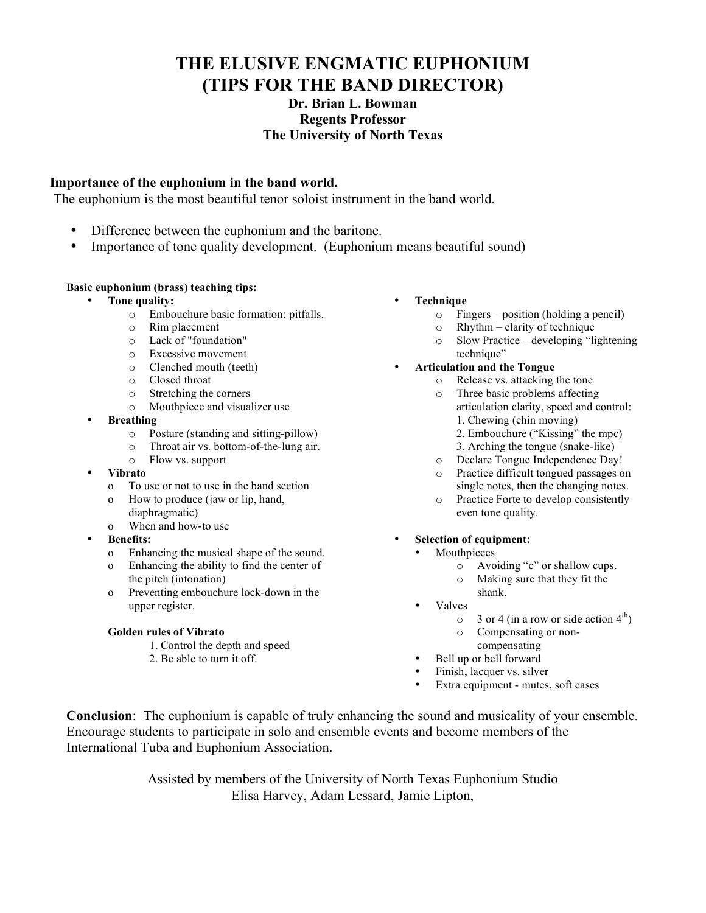# THE ELUSIVE ENGMATIC EUPHONIUM
# (TIPS FOR THE BAND DIRECTOR)

**Dr. Brian L. Bowman**
**Regents Professor**
**The University of North Texas**

## Importance of the euphonium in the band world.

The euphonium is the most beautiful tenor soloist instrument in the band world.

- Difference between the euphonium and the baritone.
- Importance of tone quality development. (Euphonium means beautiful sound)

**Basic euphonium (brass) teaching tips:**

- **Tone quality:**
  - Embouchure basic formation: pitfalls.
  - Rim placement
  - Lack of "foundation"
  - Excessive movement
  - Clenched mouth (teeth)
  - Closed throat
  - Stretching the corners
  - Mouthpiece and visualizer use
- **Breathing**
  - Posture (standing and sitting-pillow)
  - Throat air vs. bottom-of-the-lung air.
  - Flow vs. support
- **Vibrato**
  - To use or not to use in the band section
  - How to produce (jaw or lip, hand, diaphragmatic)
  - When and how-to use
- **Benefits:**
  - Enhancing the musical shape of the sound.
  - Enhancing the ability to find the center of the pitch (intonation)
  - Preventing embouchure lock-down in the upper register.

**Golden rules of Vibrato**

1. Control the depth and speed
2. Be able to turn it off.

- **Technique**
  - Fingers – position (holding a pencil)
  - Rhythm – clarity of technique
  - Slow Practice – developing "lightening technique"
- **Articulation and the Tongue**
  - Release vs. attacking the tone
  - Three basic problems affecting articulation clarity, speed and control:
    1. Chewing (chin moving)
    2. Embouchure ("Kissing" the mpc)
    3. Arching the tongue (snake-like)
  - Declare Tongue Independence Day!
  - Practice difficult tongued passages on single notes, then the changing notes.
  - Practice Forte to develop consistently even tone quality.
- **Selection of equipment:**
  - Mouthpieces
    - Avoiding "c" or shallow cups.
    - Making sure that they fit the shank.
  - Valves
    - 3 or 4 (in a row or side action 4th)
    - Compensating or non-compensating
  - Bell up or bell forward
  - Finish, lacquer vs. silver
  - Extra equipment - mutes, soft cases

**Conclusion**: The euphonium is capable of truly enhancing the sound and musicality of your ensemble. Encourage students to participate in solo and ensemble events and become members of the International Tuba and Euphonium Association.

Assisted by members of the University of North Texas Euphonium Studio
Elisa Harvey, Adam Lessard, Jamie Lipton,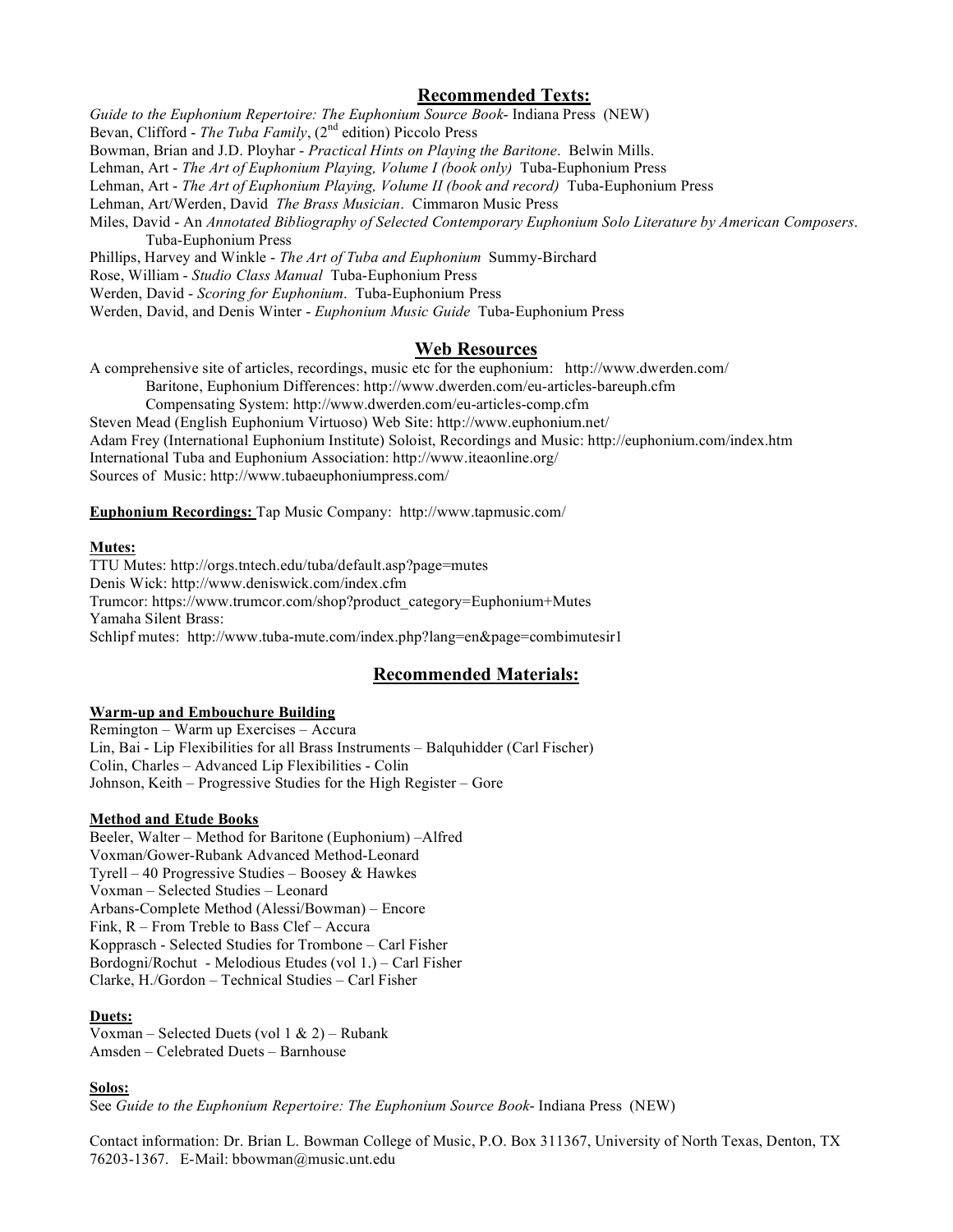## Recommended Texts:

*Guide to the Euphonium Repertoire: The Euphonium Source Book*- Indiana Press (NEW)
Bevan, Clifford - *The Tuba Family*, (2nd edition) Piccolo Press
Bowman, Brian and J.D. Ployhar - *Practical Hints on Playing the Baritone*. Belwin Mills.
Lehman, Art - *The Art of Euphonium Playing, Volume I (book only)* Tuba-Euphonium Press
Lehman, Art - *The Art of Euphonium Playing, Volume II (book and record)* Tuba-Euphonium Press
Lehman, Art/Werden, David *The Brass Musician*. Cimmaron Music Press
Miles, David - An *Annotated Bibliography of Selected Contemporary Euphonium Solo Literature by American Composers*. Tuba-Euphonium Press
Phillips, Harvey and Winkle - *The Art of Tuba and Euphonium* Summy-Birchard
Rose, William - *Studio Class Manual* Tuba-Euphonium Press
Werden, David - *Scoring for Euphonium*. Tuba-Euphonium Press
Werden, David, and Denis Winter - *Euphonium Music Guide* Tuba-Euphonium Press

## Web Resources

A comprehensive site of articles, recordings, music etc for the euphonium: http://www.dwerden.com/
Baritone, Euphonium Differences: http://www.dwerden.com/eu-articles-bareuph.cfm
Compensating System: http://www.dwerden.com/eu-articles-comp.cfm
Steven Mead (English Euphonium Virtuoso) Web Site: http://www.euphonium.net/
Adam Frey (International Euphonium Institute) Soloist, Recordings and Music: http://euphonium.com/index.htm
International Tuba and Euphonium Association: http://www.iteaonline.org/
Sources of Music: http://www.tubaeuphoniumpress.com/

**Euphonium Recordings:** Tap Music Company: http://www.tapmusic.com/

**Mutes:**
TTU Mutes: http://orgs.tntech.edu/tuba/default.asp?page=mutes
Denis Wick: http://www.deniswick.com/index.cfm
Trumcor: https://www.trumcor.com/shop?product_category=Euphonium+Mutes
Yamaha Silent Brass:
Schlipf mutes: http://www.tuba-mute.com/index.php?lang=en&page=combimutesir1

## Recommended Materials:

**Warm-up and Embouchure Building**
Remington – Warm up Exercises – Accura
Lin, Bai - Lip Flexibilities for all Brass Instruments – Balquhidder (Carl Fischer)
Colin, Charles – Advanced Lip Flexibilities - Colin
Johnson, Keith – Progressive Studies for the High Register – Gore

**Method and Etude Books**
Beeler, Walter – Method for Baritone (Euphonium) –Alfred
Voxman/Gower-Rubank Advanced Method-Leonard
Tyrell – 40 Progressive Studies – Boosey & Hawkes
Voxman – Selected Studies – Leonard
Arbans-Complete Method (Alessi/Bowman) – Encore
Fink, R – From Treble to Bass Clef – Accura
Kopprasch - Selected Studies for Trombone – Carl Fisher
Bordogni/Rochut - Melodious Etudes (vol 1.) – Carl Fisher
Clarke, H./Gordon – Technical Studies – Carl Fisher

**Duets:**
Voxman – Selected Duets (vol 1 & 2) – Rubank
Amsden – Celebrated Duets – Barnhouse

**Solos:**
See *Guide to the Euphonium Repertoire: The Euphonium Source Book*- Indiana Press (NEW)

Contact information: Dr. Brian L. Bowman College of Music, P.O. Box 311367, University of North Texas, Denton, TX 76203-1367. E-Mail: bbowman@music.unt.edu